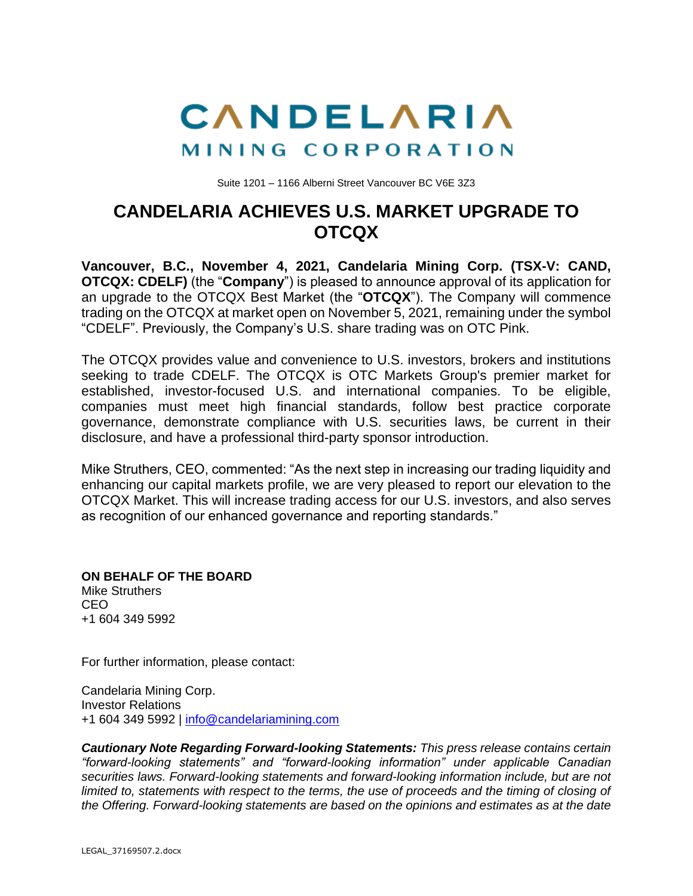# CANDELARIA
## MINING CORPORATION

Suite 1201 – 1166 Alberni Street Vancouver BC V6E 3Z3

# CANDELARIA ACHIEVES U.S. MARKET UPGRADE TO OTCQX

**Vancouver, B.C., November 4, 2021, Candelaria Mining Corp. (TSX-V: CAND, OTCQX: CDELF)** (the "**Company**") is pleased to announce approval of its application for an upgrade to the OTCQX Best Market (the "**OTCQX**"). The Company will commence trading on the OTCQX at market open on November 5, 2021, remaining under the symbol "CDELF". Previously, the Company's U.S. share trading was on OTC Pink.

The OTCQX provides value and convenience to U.S. investors, brokers and institutions seeking to trade CDELF. The OTCQX is OTC Markets Group's premier market for established, investor-focused U.S. and international companies. To be eligible, companies must meet high financial standards, follow best practice corporate governance, demonstrate compliance with U.S. securities laws, be current in their disclosure, and have a professional third-party sponsor introduction.

Mike Struthers, CEO, commented: "As the next step in increasing our trading liquidity and enhancing our capital markets profile, we are very pleased to report our elevation to the OTCQX Market. This will increase trading access for our U.S. investors, and also serves as recognition of our enhanced governance and reporting standards."

**ON BEHALF OF THE BOARD**
Mike Struthers
CEO
+1 604 349 5992

For further information, please contact:

Candelaria Mining Corp.
Investor Relations
+1 604 349 5992 | info@candelariamining.com

***Cautionary Note Regarding Forward-looking Statements:*** *This press release contains certain "forward-looking statements" and "forward-looking information" under applicable Canadian securities laws. Forward-looking statements and forward-looking information include, but are not limited to, statements with respect to the terms, the use of proceeds and the timing of closing of the Offering. Forward-looking statements are based on the opinions and estimates as at the date*

LEGAL_37169507.2.docx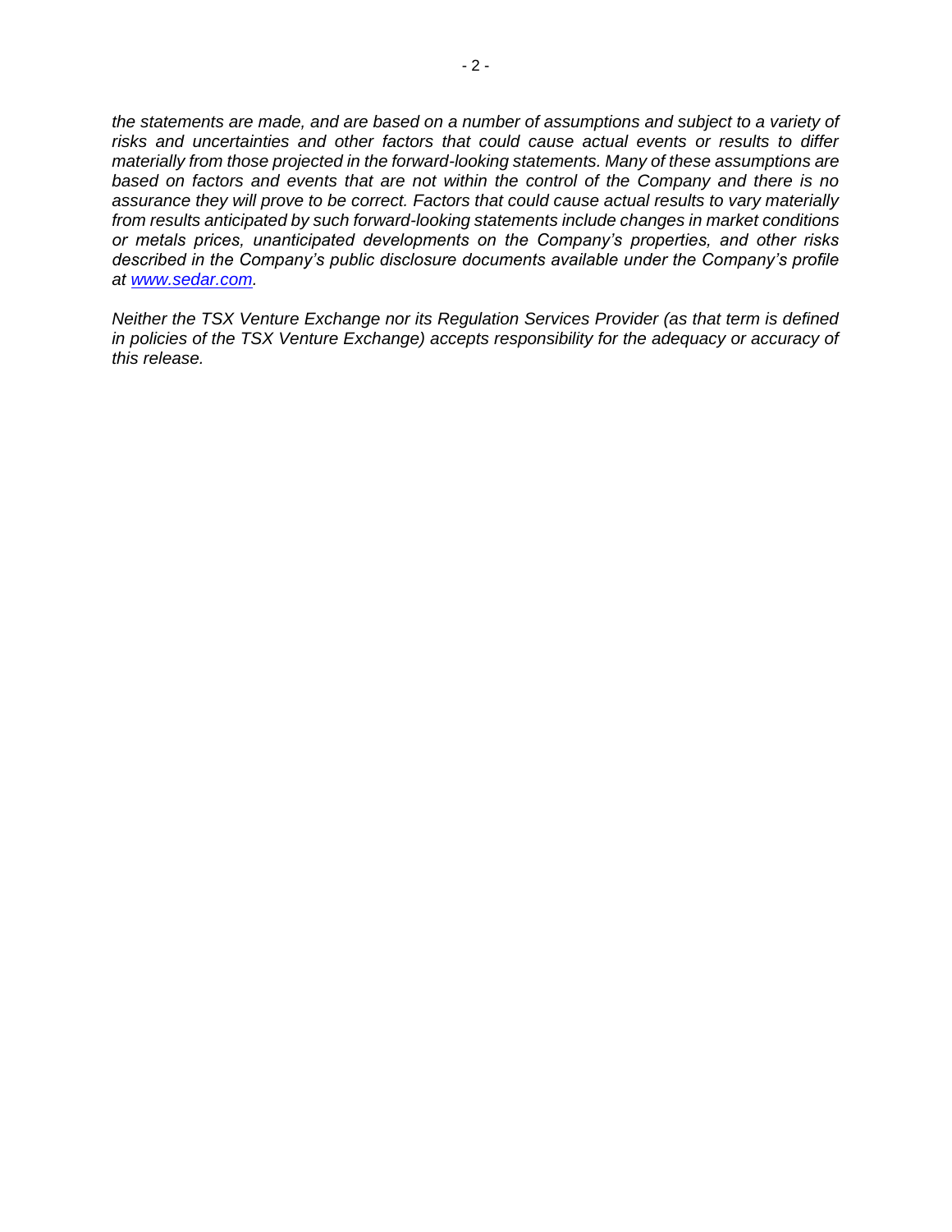*the statements are made, and are based on a number of assumptions and subject to a variety of risks and uncertainties and other factors that could cause actual events or results to differ materially from those projected in the forward-looking statements. Many of these assumptions are based on factors and events that are not within the control of the Company and there is no assurance they will prove to be correct. Factors that could cause actual results to vary materially from results anticipated by such forward-looking statements include changes in market conditions or metals prices, unanticipated developments on the Company's properties, and other risks described in the Company's public disclosure documents available under the Company's profile at [www.sedar.com](http://www.sedar.com).*

*Neither the TSX Venture Exchange nor its Regulation Services Provider (as that term is defined in policies of the TSX Venture Exchange) accepts responsibility for the adequacy or accuracy of this release.*